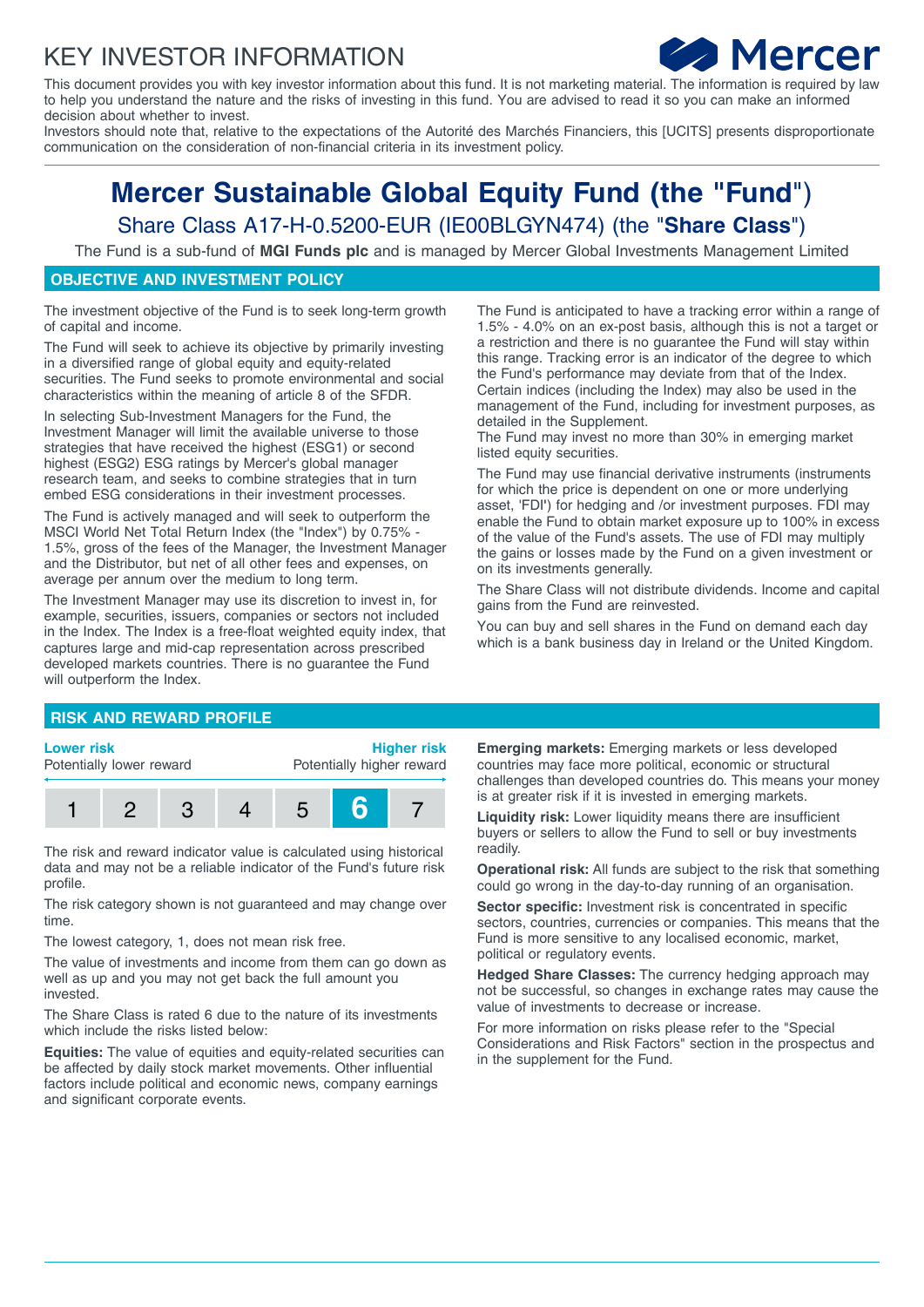# KEY INVESTOR INFORMATION

This document provides you with key investor information about this fund. It is not marketing material. The information is required by law to help you understand the nature and the risks of investing in this fund. You are advised to read it so you can make an informed decision about whether to invest.

Investors should note that, relative to the expectations of the Autorité des Marchés Financiers, this [UCITS] presents disproportionate communication on the consideration of non-financial criteria in its investment policy.

# Mercer Sustainable Global Equity Fund (the "Fund")

## Share Class A17-H-0.5200-EUR (IE00BLGYN474) (the "**Share Class**")

The Fund is a sub-fund of **MGI Funds plc** and is managed by Mercer Global Investments Management Limited

## OBJECTIVE AND INVESTMENT POLICY

The investment objective of the Fund is to seek long-term growth of capital and income.

The Fund will seek to achieve its objective by primarily investing in a diversified range of global equity and equity-related securities. The Fund seeks to promote environmental and social characteristics within the meaning of article 8 of the SFDR.

In selecting Sub-Investment Managers for the Fund, the Investment Manager will limit the available universe to those strategies that have received the highest (ESG1) or second highest (ESG2) ESG ratings by Mercer's global manager research team, and seeks to combine strategies that in turn embed ESG considerations in their investment processes.

The Fund is actively managed and will seek to outperform the MSCI World Net Total Return Index (the "Index") by 0.75% - 1.5%, gross of the fees of the Manager, the Investment Manager and the Distributor, but net of all other fees and expenses, on average per annum over the medium to long term.

The Investment Manager may use its discretion to invest in, for example, securities, issuers, companies or sectors not included in the Index. The Index is a free-float weighted equity index, that captures large and mid-cap representation across prescribed developed markets countries. There is no guarantee the Fund will outperform the Index.

The Fund is anticipated to have a tracking error within a range of 1.5% - 4.0% on an ex-post basis, although this is not a target or a restriction and there is no guarantee the Fund will stay within this range. Tracking error is an indicator of the degree to which the Fund's performance may deviate from that of the Index. Certain indices (including the Index) may also be used in the management of the Fund, including for investment purposes, as detailed in the Supplement.

The Fund may invest no more than 30% in emerging market listed equity securities.

The Fund may use financial derivative instruments (instruments for which the price is dependent on one or more underlying asset, 'FDI') for hedging and /or investment purposes. FDI may enable the Fund to obtain market exposure up to 100% in excess of the value of the Fund's assets. The use of FDI may multiply the gains or losses made by the Fund on a given investment or on its investments generally.

The Share Class will not distribute dividends. Income and capital gains from the Fund are reinvested.

You can buy and sell shares in the Fund on demand each day which is a bank business day in Ireland or the United Kingdom.

## RISK AND REWARD PROFILE

**Lower risk** — Potentially lower reward | **Higher risk** — Potentially higher reward

| 1 | 2 | 3 | 4 | 5 | **6** | 7 |
|---|---|---|---|---|---|---|

The risk and reward indicator value is calculated using historical data and may not be a reliable indicator of the Fund's future risk profile.

The risk category shown is not guaranteed and may change over time.

The lowest category, 1, does not mean risk free.

The value of investments and income from them can go down as well as up and you may not get back the full amount you invested.

The Share Class is rated 6 due to the nature of its investments which include the risks listed below:

**Equities:** The value of equities and equity-related securities can be affected by daily stock market movements. Other influential factors include political and economic news, company earnings and significant corporate events.

**Emerging markets:** Emerging markets or less developed countries may face more political, economic or structural challenges than developed countries do. This means your money is at greater risk if it is invested in emerging markets.

**Liquidity risk:** Lower liquidity means there are insufficient buyers or sellers to allow the Fund to sell or buy investments readily.

**Operational risk:** All funds are subject to the risk that something could go wrong in the day-to-day running of an organisation.

**Sector specific:** Investment risk is concentrated in specific sectors, countries, currencies or companies. This means that the Fund is more sensitive to any localised economic, market, political or regulatory events.

**Hedged Share Classes:** The currency hedging approach may not be successful, so changes in exchange rates may cause the value of investments to decrease or increase.

For more information on risks please refer to the "Special Considerations and Risk Factors" section in the prospectus and in the supplement for the Fund.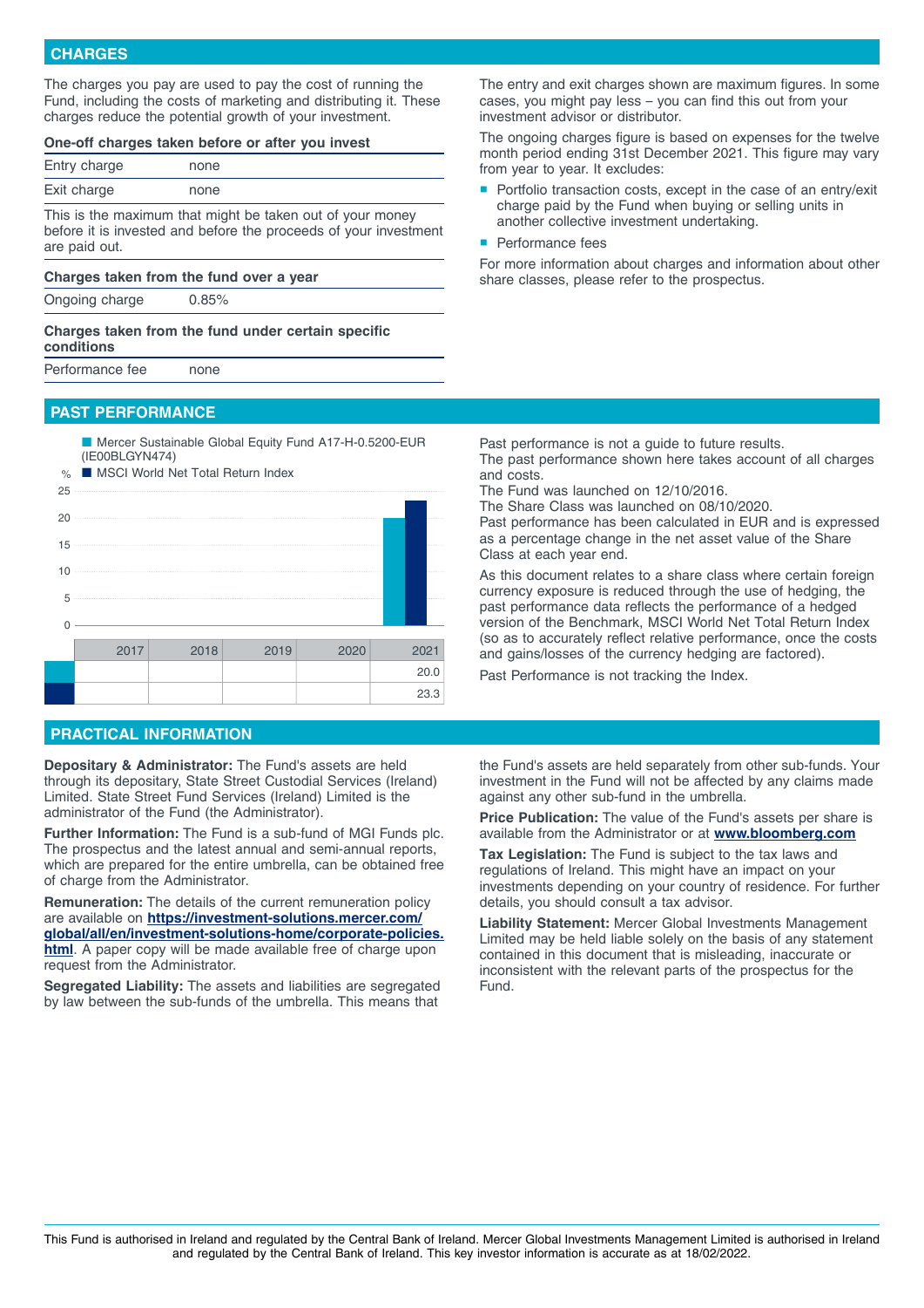## CHARGES

The charges you pay are used to pay the cost of running the Fund, including the costs of marketing and distributing it. These charges reduce the potential growth of your investment.

| One-off charges taken before or after you invest | |
|---|---|
| Entry charge | none |
| Exit charge | none |

This is the maximum that might be taken out of your money before it is invested and before the proceeds of your investment are paid out.

| Charges taken from the fund over a year | |
|---|---|
| Ongoing charge | 0.85% |

| Charges taken from the fund under certain specific conditions | |
|---|---|
| Performance fee | none |

The entry and exit charges shown are maximum figures. In some cases, you might pay less – you can find this out from your investment advisor or distributor.

The ongoing charges figure is based on expenses for the twelve month period ending 31st December 2021. This figure may vary from year to year. It excludes:

- Portfolio transaction costs, except in the case of an entry/exit charge paid by the Fund when buying or selling units in another collective investment undertaking.
- Performance fees

For more information about charges and information about other share classes, please refer to the prospectus.

## PAST PERFORMANCE

Mercer Sustainable Global Equity Fund A17-H-0.5200-EUR (IE00BLGYN474)

MSCI World Net Total Return Index

%

25

20

15

10

5

0

2017 2018 2019 2020 2021

20.0

23.3

Past performance is not a guide to future results.
The past performance shown here takes account of all charges and costs.
The Fund was launched on 12/10/2016.
The Share Class was launched on 08/10/2020.
Past performance has been calculated in EUR and is expressed as a percentage change in the net asset value of the Share Class at each year end.

As this document relates to a share class where certain foreign currency exposure is reduced through the use of hedging, the past performance data reflects the performance of a hedged version of the Benchmark, MSCI World Net Total Return Index (so as to accurately reflect relative performance, once the costs and gains/losses of the currency hedging are factored).

Past Performance is not tracking the Index.

## PRACTICAL INFORMATION

**Depositary & Administrator:** The Fund's assets are held through its depositary, State Street Custodial Services (Ireland) Limited. State Street Fund Services (Ireland) Limited is the administrator of the Fund (the Administrator).

**Further Information:** The Fund is a sub-fund of MGI Funds plc. The prospectus and the latest annual and semi-annual reports, which are prepared for the entire umbrella, can be obtained free of charge from the Administrator.

**Remuneration:** The details of the current remuneration policy are available on **https://investment-solutions.mercer.com/global/all/en/investment-solutions-home/corporate-policies.html**. A paper copy will be made available free of charge upon request from the Administrator.

**Segregated Liability:** The assets and liabilities are segregated by law between the sub-funds of the umbrella. This means that the Fund's assets are held separately from other sub-funds. Your investment in the Fund will not be affected by any claims made against any other sub-fund in the umbrella.

**Price Publication:** The value of the Fund's assets per share is available from the Administrator or at **www.bloomberg.com**

**Tax Legislation:** The Fund is subject to the tax laws and regulations of Ireland. This might have an impact on your investments depending on your country of residence. For further details, you should consult a tax advisor.

**Liability Statement:** Mercer Global Investments Management Limited may be held liable solely on the basis of any statement contained in this document that is misleading, inaccurate or inconsistent with the relevant parts of the prospectus for the Fund.

This Fund is authorised in Ireland and regulated by the Central Bank of Ireland. Mercer Global Investments Management Limited is authorised in Ireland and regulated by the Central Bank of Ireland. This key investor information is accurate as at 18/02/2022.